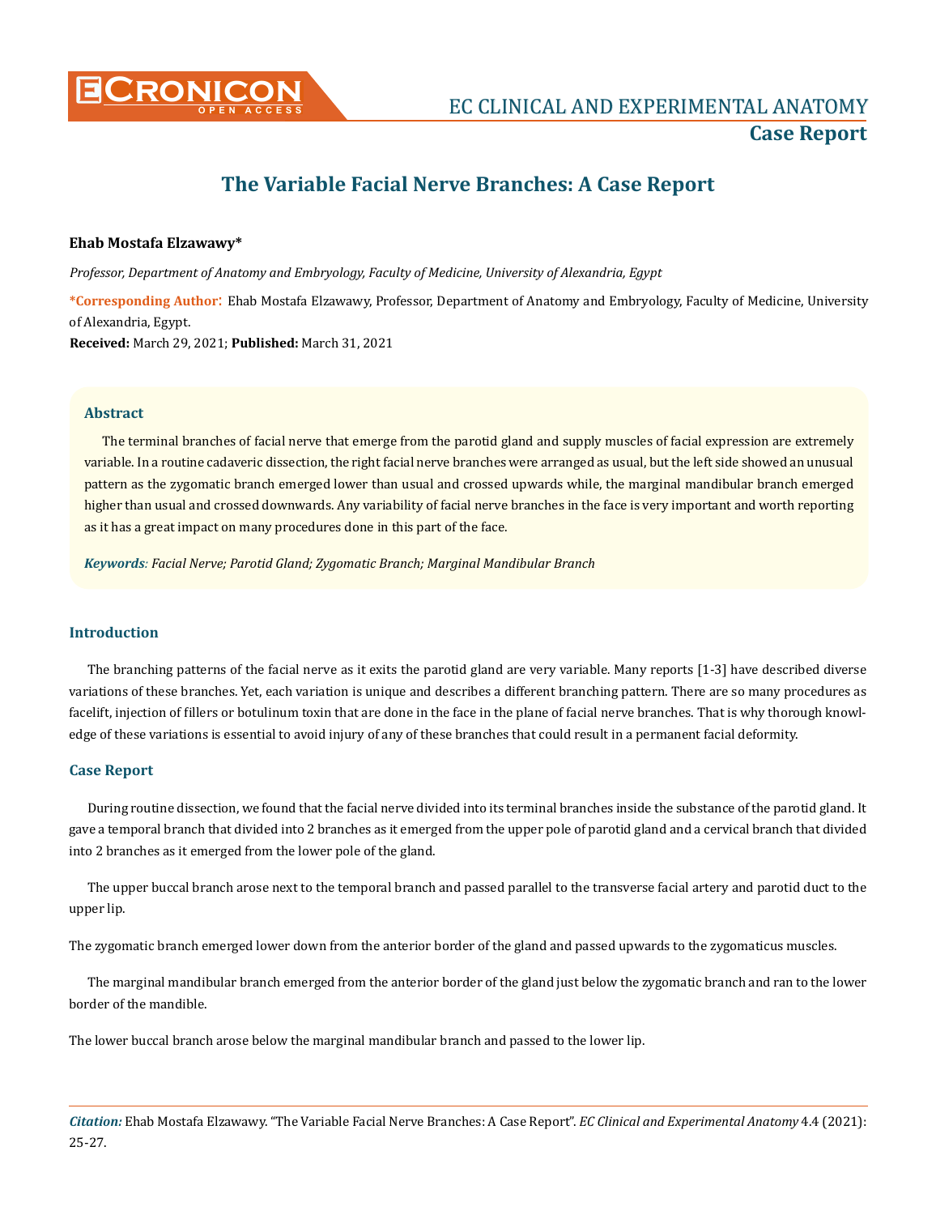# The Variable Facial Nerve Branches: A Case Report

**Ehab Mostafa Elzawawy***

*Professor, Department of Anatomy and Embryology, Faculty of Medicine, University of Alexandria, Egypt*

***Corresponding Author**: Ehab Mostafa Elzawawy, Professor, Department of Anatomy and Embryology, Faculty of Medicine, University of Alexandria, Egypt.

**Received:** March 29, 2021; **Published:** March 31, 2021

## Abstract

The terminal branches of facial nerve that emerge from the parotid gland and supply muscles of facial expression are extremely variable. In a routine cadaveric dissection, the right facial nerve branches were arranged as usual, but the left side showed an unusual pattern as the zygomatic branch emerged lower than usual and crossed upwards while, the marginal mandibular branch emerged higher than usual and crossed downwards. Any variability of facial nerve branches in the face is very important and worth reporting as it has a great impact on many procedures done in this part of the face.

***Keywords**: Facial Nerve; Parotid Gland; Zygomatic Branch; Marginal Mandibular Branch*

## Introduction

The branching patterns of the facial nerve as it exits the parotid gland are very variable. Many reports [1-3] have described diverse variations of these branches. Yet, each variation is unique and describes a different branching pattern. There are so many procedures as facelift, injection of fillers or botulinum toxin that are done in the face in the plane of facial nerve branches. That is why thorough knowledge of these variations is essential to avoid injury of any of these branches that could result in a permanent facial deformity.

## Case Report

During routine dissection, we found that the facial nerve divided into its terminal branches inside the substance of the parotid gland. It gave a temporal branch that divided into 2 branches as it emerged from the upper pole of parotid gland and a cervical branch that divided into 2 branches as it emerged from the lower pole of the gland.

The upper buccal branch arose next to the temporal branch and passed parallel to the transverse facial artery and parotid duct to the upper lip.

The zygomatic branch emerged lower down from the anterior border of the gland and passed upwards to the zygomaticus muscles.

The marginal mandibular branch emerged from the anterior border of the gland just below the zygomatic branch and ran to the lower border of the mandible.

The lower buccal branch arose below the marginal mandibular branch and passed to the lower lip.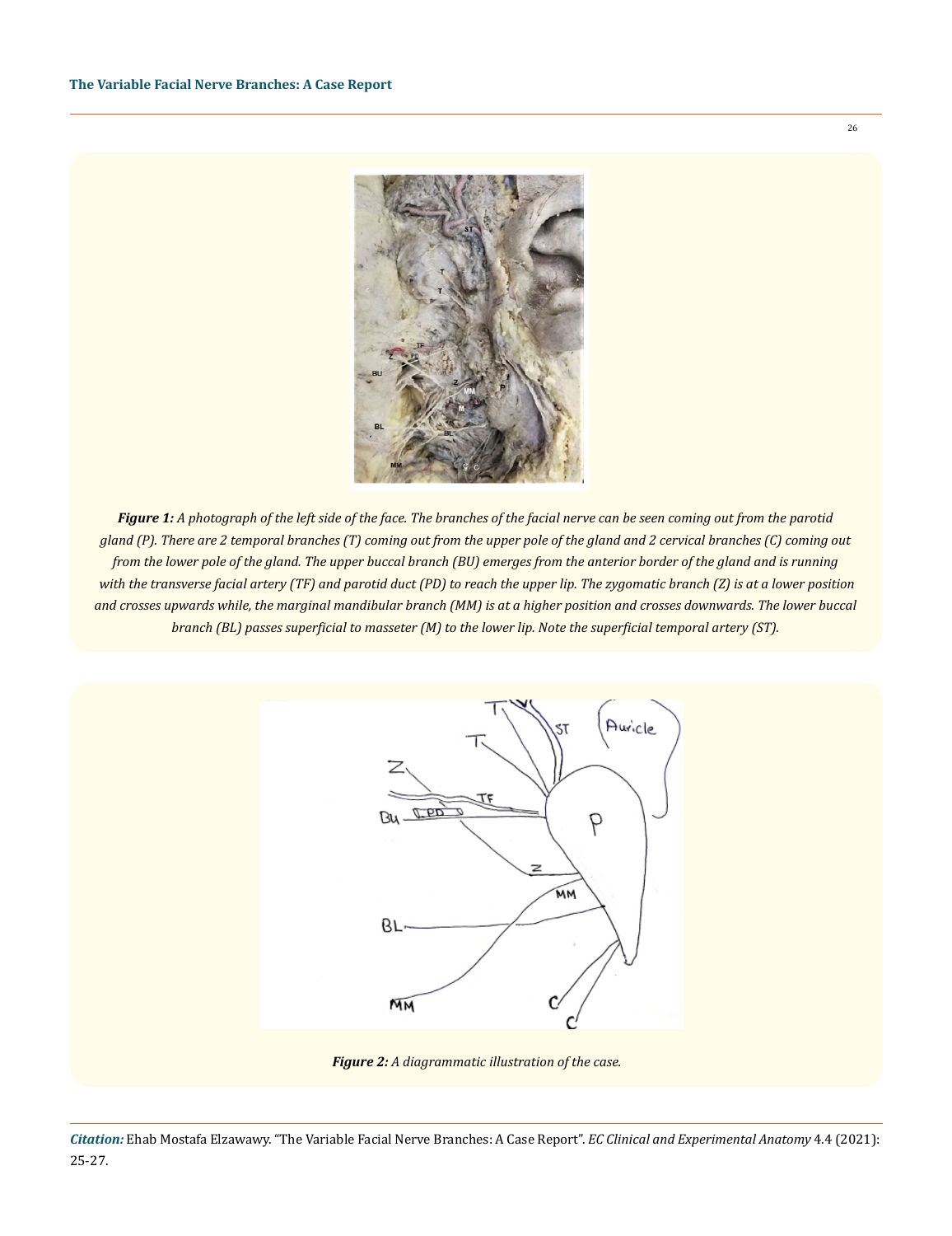*Figure 1: A photograph of the left side of the face. The branches of the facial nerve can be seen coming out from the parotid gland (P). There are 2 temporal branches (T) coming out from the upper pole of the gland and 2 cervical branches (C) coming out from the lower pole of the gland. The upper buccal branch (BU) emerges from the anterior border of the gland and is running with the transverse facial artery (TF) and parotid duct (PD) to reach the upper lip. The zygomatic branch (Z) is at a lower position and crosses upwards while, the marginal mandibular branch (MM) is at a higher position and crosses downwards. The lower buccal branch (BL) passes superficial to masseter (M) to the lower lip. Note the superficial temporal artery (ST).*

*Figure 2: A diagrammatic illustration of the case.*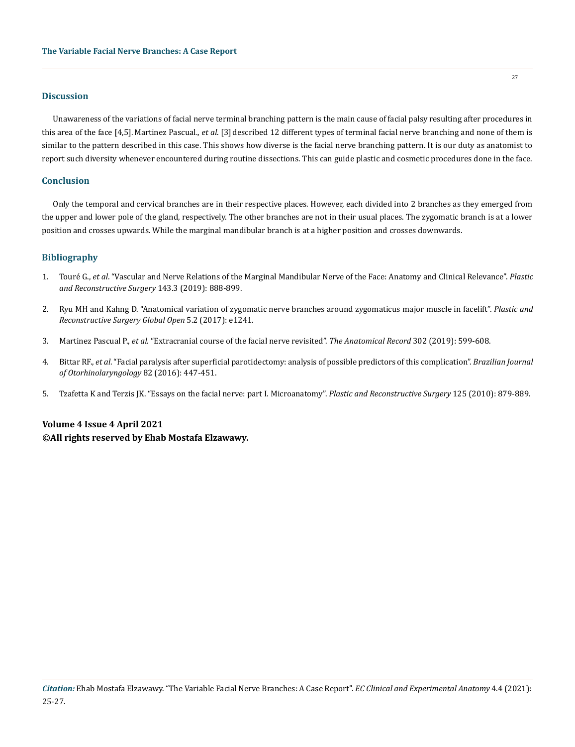## Discussion

Unawareness of the variations of facial nerve terminal branching pattern is the main cause of facial palsy resulting after procedures in this area of the face [4,5]. Martinez Pascual., *et al*. [3] described 12 different types of terminal facial nerve branching and none of them is similar to the pattern described in this case. This shows how diverse is the facial nerve branching pattern. It is our duty as anatomist to report such diversity whenever encountered during routine dissections. This can guide plastic and cosmetic procedures done in the face.

## Conclusion

Only the temporal and cervical branches are in their respective places. However, each divided into 2 branches as they emerged from the upper and lower pole of the gland, respectively. The other branches are not in their usual places. The zygomatic branch is at a lower position and crosses upwards. While the marginal mandibular branch is at a higher position and crosses downwards.

## Bibliography

1. Touré G., *et al*. "Vascular and Nerve Relations of the Marginal Mandibular Nerve of the Face: Anatomy and Clinical Relevance". *Plastic and Reconstructive Surgery* 143.3 (2019): 888-899.
2. Ryu MH and Kahng D. "Anatomical variation of zygomatic nerve branches around zygomaticus major muscle in facelift". *Plastic and Reconstructive Surgery Global Open* 5.2 (2017): e1241.
3. Martinez Pascual P., *et al*. "Extracranial course of the facial nerve revisited". *The Anatomical Record* 302 (2019): 599-608.
4. Bittar RF., *et al*. "Facial paralysis after superficial parotidectomy: analysis of possible predictors of this complication". *Brazilian Journal of Otorhinolaryngology* 82 (2016): 447-451.
5. Tzafetta K and Terzis JK. "Essays on the facial nerve: part I. Microanatomy". *Plastic and Reconstructive Surgery* 125 (2010): 879-889.

**Volume 4 Issue 4 April 2021**
**©All rights reserved by Ehab Mostafa Elzawawy.**